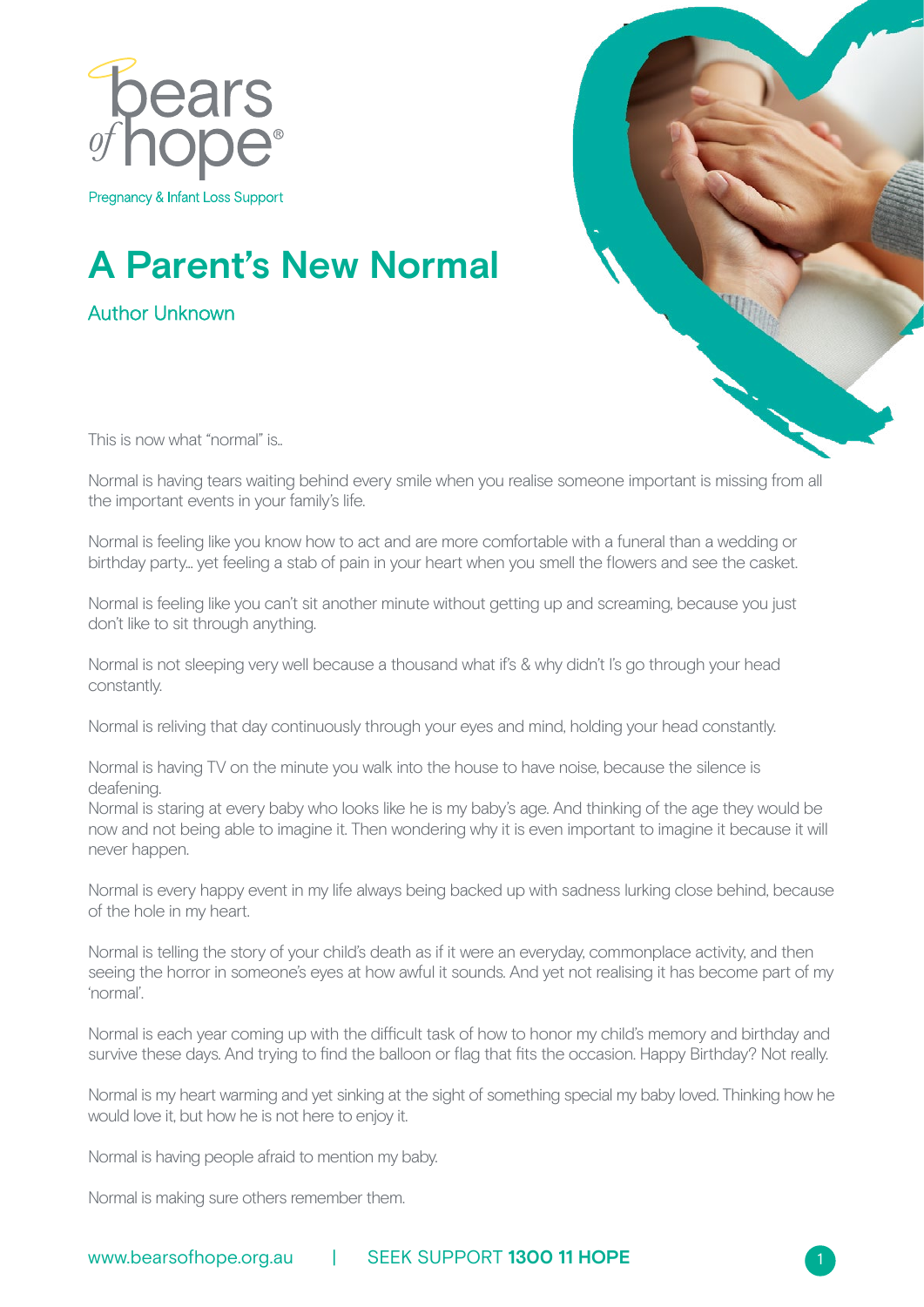bears of hope®

Pregnancy & Infant Loss Support

# A Parent's New Normal

Author Unknown

This is now what "normal" is..

Normal is having tears waiting behind every smile when you realise someone important is missing from all the important events in your family's life.

Normal is feeling like you know how to act and are more comfortable with a funeral than a wedding or birthday party... yet feeling a stab of pain in your heart when you smell the flowers and see the casket.

Normal is feeling like you can't sit another minute without getting up and screaming, because you just don't like to sit through anything.

Normal is not sleeping very well because a thousand what if's & why didn't I's go through your head constantly.

Normal is reliving that day continuously through your eyes and mind, holding your head constantly.

Normal is having TV on the minute you walk into the house to have noise, because the silence is deafening.
Normal is staring at every baby who looks like he is my baby's age. And thinking of the age they would be now and not being able to imagine it. Then wondering why it is even important to imagine it because it will never happen.

Normal is every happy event in my life always being backed up with sadness lurking close behind, because of the hole in my heart.

Normal is telling the story of your child's death as if it were an everyday, commonplace activity, and then seeing the horror in someone's eyes at how awful it sounds. And yet not realising it has become part of my 'normal'.

Normal is each year coming up with the difficult task of how to honor my child's memory and birthday and survive these days. And trying to find the balloon or flag that fits the occasion. Happy Birthday? Not really.

Normal is my heart warming and yet sinking at the sight of something special my baby loved. Thinking how he would love it, but how he is not here to enjoy it.

Normal is having people afraid to mention my baby.

Normal is making sure others remember them.

www.bearsofhope.org.au | SEEK SUPPORT **1300 11 HOPE**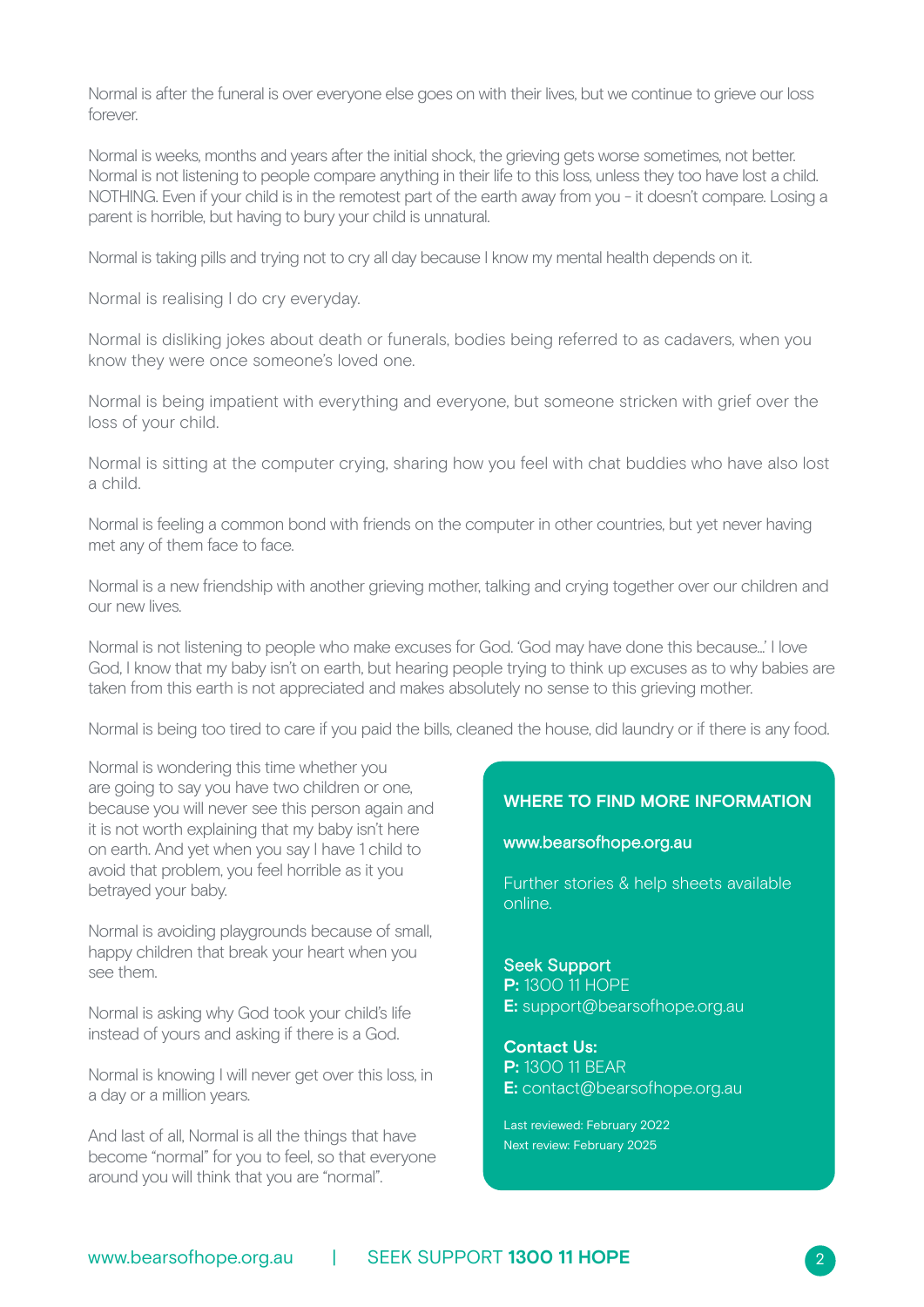Normal is after the funeral is over everyone else goes on with their lives, but we continue to grieve our loss forever.

Normal is weeks, months and years after the initial shock, the grieving gets worse sometimes, not better. Normal is not listening to people compare anything in their life to this loss, unless they too have lost a child. NOTHING. Even if your child is in the remotest part of the earth away from you - it doesn't compare. Losing a parent is horrible, but having to bury your child is unnatural.

Normal is taking pills and trying not to cry all day because I know my mental health depends on it.

Normal is realising I do cry everyday.

Normal is disliking jokes about death or funerals, bodies being referred to as cadavers, when you know they were once someone's loved one.

Normal is being impatient with everything and everyone, but someone stricken with grief over the loss of your child.

Normal is sitting at the computer crying, sharing how you feel with chat buddies who have also lost a child.

Normal is feeling a common bond with friends on the computer in other countries, but yet never having met any of them face to face.

Normal is a new friendship with another grieving mother, talking and crying together over our children and our new lives.

Normal is not listening to people who make excuses for God. 'God may have done this because...' I love God, I know that my baby isn't on earth, but hearing people trying to think up excuses as to why babies are taken from this earth is not appreciated and makes absolutely no sense to this grieving mother.

Normal is being too tired to care if you paid the bills, cleaned the house, did laundry or if there is any food.

Normal is wondering this time whether you are going to say you have two children or one, because you will never see this person again and it is not worth explaining that my baby isn't here on earth. And yet when you say I have 1 child to avoid that problem, you feel horrible as it you betrayed your baby.

Normal is avoiding playgrounds because of small, happy children that break your heart when you see them.

Normal is asking why God took your child's life instead of yours and asking if there is a God.

Normal is knowing I will never get over this loss, in a day or a million years.

And last of all, Normal is all the things that have become "normal" for you to feel, so that everyone around you will think that you are "normal".

## WHERE TO FIND MORE INFORMATION

www.bearsofhope.org.au

Further stories & help sheets available online.

**Seek Support**
**P:** 1300 11 HOPE
**E:** support@bearsofhope.org.au

**Contact Us:**
**P:** 1300 11 BEAR
**E:** contact@bearsofhope.org.au

Last reviewed: February 2022
Next review: February 2025